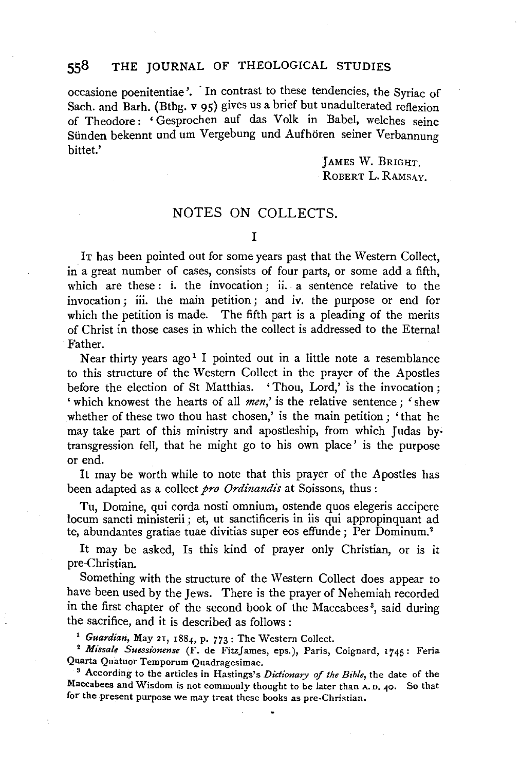occasione poenitentiae'. In contrast to these tendencies, the Syriac of Sach. and Barh. (Bthg. v 95) gives us a brief but unadulterated reflexion of Theodore: 'Gesprochen auf das Volk in Babel, welches seine Sünden bekennt und um Vergebung und Aufhören seiner Verbannung bittet.'

JAMES W. BRIGHT.
ROBERT L. RAMSAY.

## NOTES ON COLLECTS.

### I

It has been pointed out for some years past that the Western Collect, in a great number of cases, consists of four parts, or some add a fifth, which are these: i. the invocation; ii. a sentence relative to the invocation; iii. the main petition; and iv. the purpose or end for which the petition is made. The fifth part is a pleading of the merits of Christ in those cases in which the collect is addressed to the Eternal Father.

Near thirty years ago[1] I pointed out in a little note a resemblance to this structure of the Western Collect in the prayer of the Apostles before the election of St Matthias. 'Thou, Lord,' is the invocation; 'which knowest the hearts of all *men*,' is the relative sentence; 'shew whether of these two thou hast chosen,' is the main petition; 'that he may take part of this ministry and apostleship, from which Judas by transgression fell, that he might go to his own place' is the purpose or end.

It may be worth while to note that this prayer of the Apostles has been adapted as a collect *pro Ordinandis* at Soissons, thus:

Tu, Domine, qui corda nosti omnium, ostende quos elegeris accipere locum sancti ministerii; et, ut sanctificeris in iis qui appropinquant ad te, abundantes gratiae tuae divitias super eos effunde; Per Dominum.[2]

It may be asked, Is this kind of prayer only Christian, or is it pre-Christian.

Something with the structure of the Western Collect does appear to have been used by the Jews. There is the prayer of Nehemiah recorded in the first chapter of the second book of the Maccabees[3], said during the sacrifice, and it is described as follows:

[1] *Guardian*, May 21, 1884, p. 773: The Western Collect.

[2] *Missale Suessionense* (F. de FitzJames, eps.), Paris, Coignard, 1745: Feria Quarta Quatuor Temporum Quadragesimae.

[3] According to the articles in Hastings's *Dictionary of the Bible*, the date of the Maccabees and Wisdom is not commonly thought to be later than A.D. 40. So that for the present purpose we may treat these books as pre-Christian.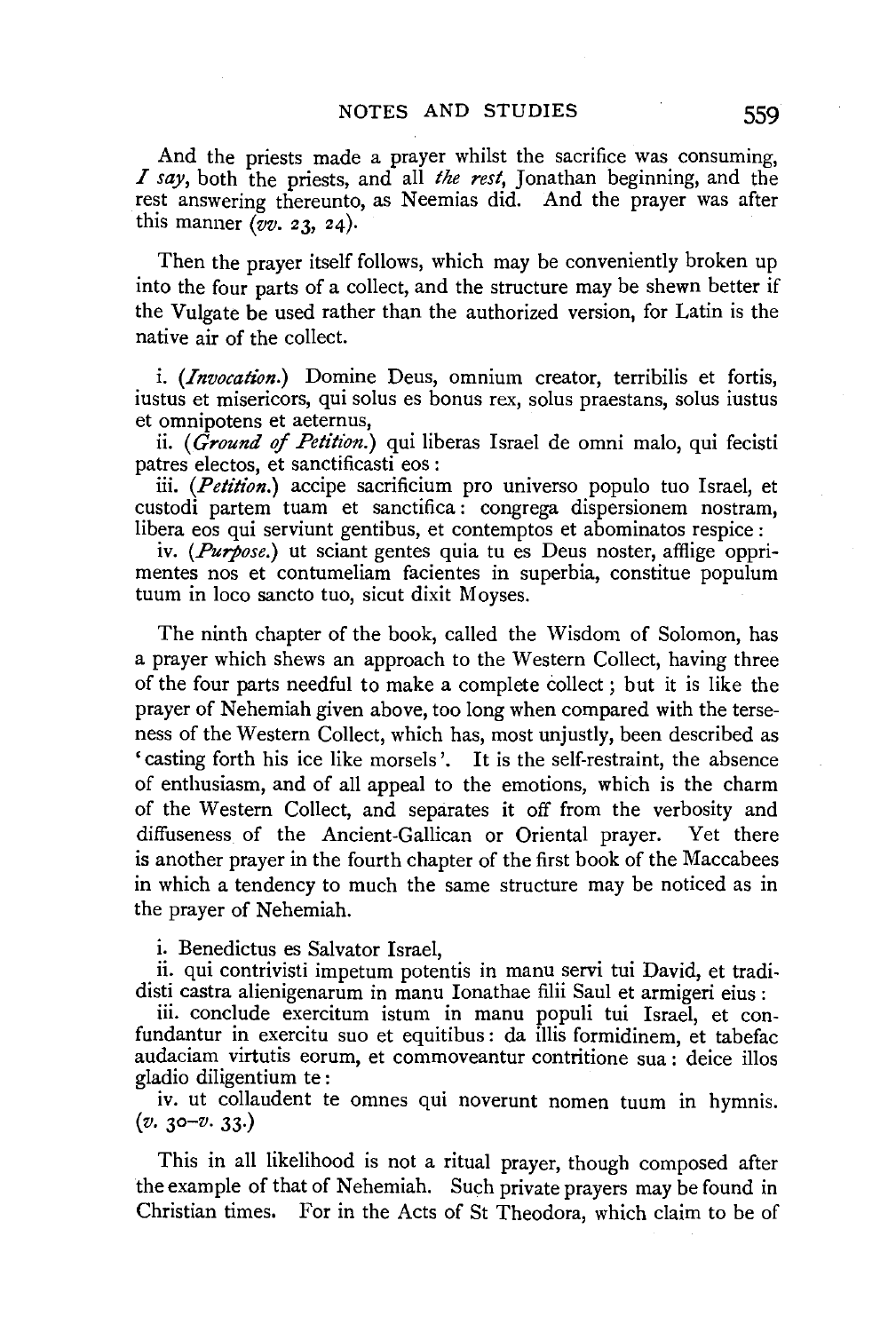And the priests made a prayer whilst the sacrifice was consuming, *I say*, both the priests, and all *the rest*, Jonathan beginning, and the rest answering thereunto, as Neemias did. And the prayer was after this manner (*vv.* 23, 24).

Then the prayer itself follows, which may be conveniently broken up into the four parts of a collect, and the structure may be shewn better if the Vulgate be used rather than the authorized version, for Latin is the native air of the collect.

i. (*Invocation.*) Domine Deus, omnium creator, terribilis et fortis, iustus et misericors, qui solus es bonus rex, solus praestans, solus iustus et omnipotens et aeternus,
ii. (*Ground of Petition.*) qui liberas Israel de omni malo, qui fecisti patres electos, et sanctificasti eos:
iii. (*Petition.*) accipe sacrificium pro universo populo tuo Israel, et custodi partem tuam et sanctifica: congrega dispersionem nostram, libera eos qui serviunt gentibus, et contemptos et abominatos respice:
iv. (*Purpose.*) ut sciant gentes quia tu es Deus noster, afflige opprimentes nos et contumeliam facientes in superbia, constitue populum tuum in loco sancto tuo, sicut dixit Moyses.

The ninth chapter of the book, called the Wisdom of Solomon, has a prayer which shews an approach to the Western Collect, having three of the four parts needful to make a complete collect; but it is like the prayer of Nehemiah given above, too long when compared with the terseness of the Western Collect, which has, most unjustly, been described as 'casting forth his ice like morsels'. It is the self-restraint, the absence of enthusiasm, and of all appeal to the emotions, which is the charm of the Western Collect, and separates it off from the verbosity and diffuseness of the Ancient-Gallican or Oriental prayer. Yet there is another prayer in the fourth chapter of the first book of the Maccabees in which a tendency to much the same structure may be noticed as in the prayer of Nehemiah.

i. Benedictus es Salvator Israel,
ii. qui contrivisti impetum potentis in manu servi tui David, et tradidisti castra alienigenarum in manu Ionathae filii Saul et armigeri eius:
iii. conclude exercitum istum in manu populi tui Israel, et confundantur in exercitu suo et equitibus: da illis formidinem, et tabefac audaciam virtutis eorum, et commoveantur contritione sua: deice illos gladio diligentium te:
iv. ut collaudent te omnes qui noverunt nomen tuum in hymnis. (*v.* 30–*v.* 33.)

This in all likelihood is not a ritual prayer, though composed after the example of that of Nehemiah. Such private prayers may be found in Christian times. For in the Acts of St Theodora, which claim to be of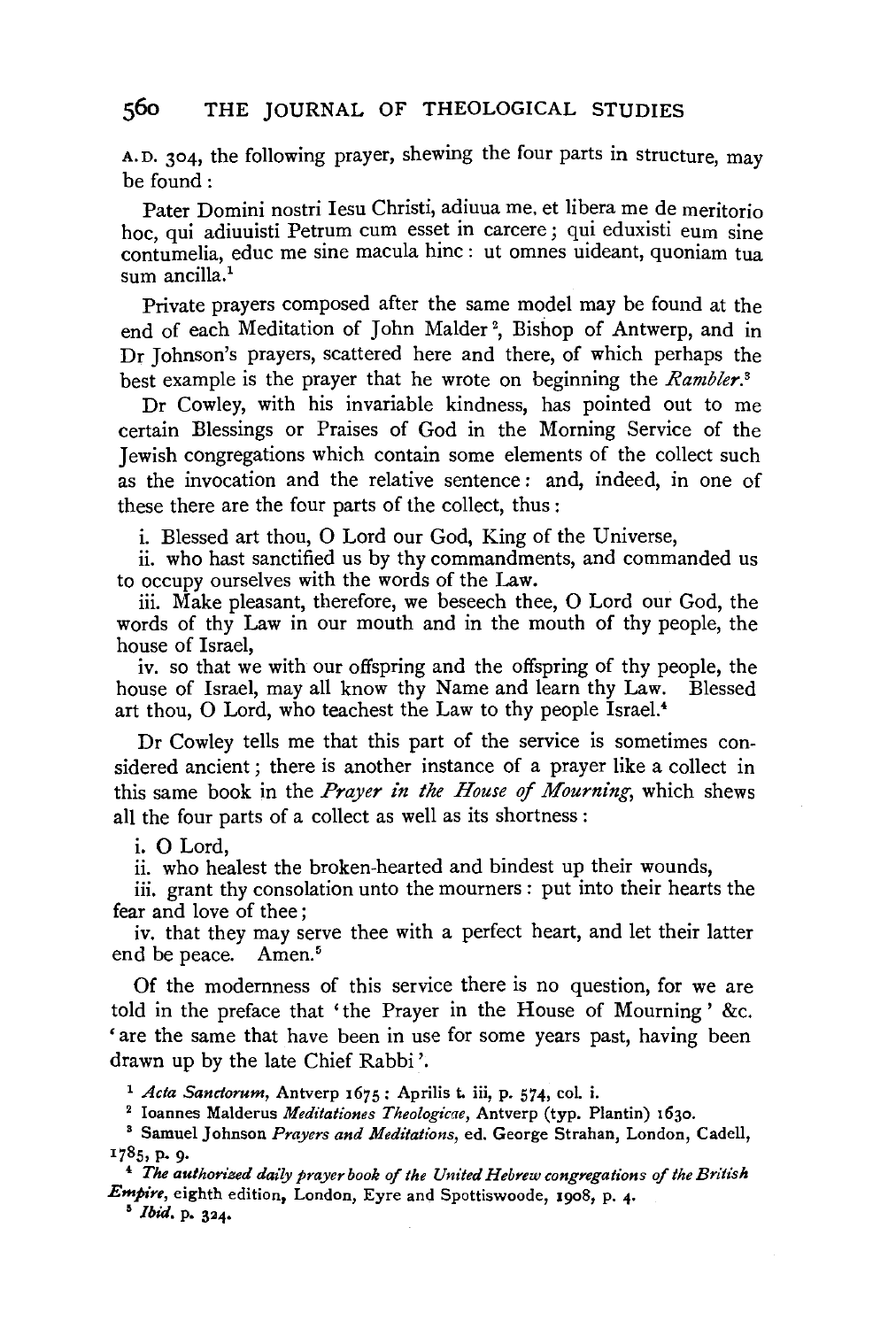A. D. 304, the following prayer, shewing the four parts in structure, may be found:

Pater Domini nostri Iesu Christi, adiuua me, et libera me de meritorio hoc, qui adiuuisti Petrum cum esset in carcere; qui eduxisti eum sine contumelia, educ me sine macula hinc: ut omnes uideant, quoniam tua sum ancilla.[1]

Private prayers composed after the same model may be found at the end of each Meditation of John Malder[2], Bishop of Antwerp, and in Dr Johnson's prayers, scattered here and there, of which perhaps the best example is the prayer that he wrote on beginning the *Rambler*.[3]

Dr Cowley, with his invariable kindness, has pointed out to me certain Blessings or Praises of God in the Morning Service of the Jewish congregations which contain some elements of the collect such as the invocation and the relative sentence: and, indeed, in one of these there are the four parts of the collect, thus:

i. Blessed art thou, O Lord our God, King of the Universe,

ii. who hast sanctified us by thy commandments, and commanded us to occupy ourselves with the words of the Law.

iii. Make pleasant, therefore, we beseech thee, O Lord our God, the words of thy Law in our mouth and in the mouth of thy people, the house of Israel,

iv. so that we with our offspring and the offspring of thy people, the house of Israel, may all know thy Name and learn thy Law. Blessed art thou, O Lord, who teachest the Law to thy people Israel.[4]

Dr Cowley tells me that this part of the service is sometimes considered ancient; there is another instance of a prayer like a collect in this same book in the *Prayer in the House of Mourning*, which shews all the four parts of a collect as well as its shortness:

i. O Lord,

ii. who healest the broken-hearted and bindest up their wounds,

iii. grant thy consolation unto the mourners: put into their hearts the fear and love of thee;

iv. that they may serve thee with a perfect heart, and let their latter end be peace. Amen.[5]

Of the modernness of this service there is no question, for we are told in the preface that 'the Prayer in the House of Mourning' &c. 'are the same that have been in use for some years past, having been drawn up by the late Chief Rabbi'.

[1] *Acta Sanctorum*, Antverp 1675: Aprilis t. iii, p. 574, col. i.

[2] Ioannes Malderus *Meditationes Theologicae*, Antverp (typ. Plantin) 1630.

[3] Samuel Johnson *Prayers and Meditations*, ed. George Strahan, London, Cadell, 1785, p. 9.

[4] *The authorized daily prayer book of the United Hebrew congregations of the British Empire*, eighth edition, London, Eyre and Spottiswoode, 1908, p. 4.

[5] *Ibid.* p. 324.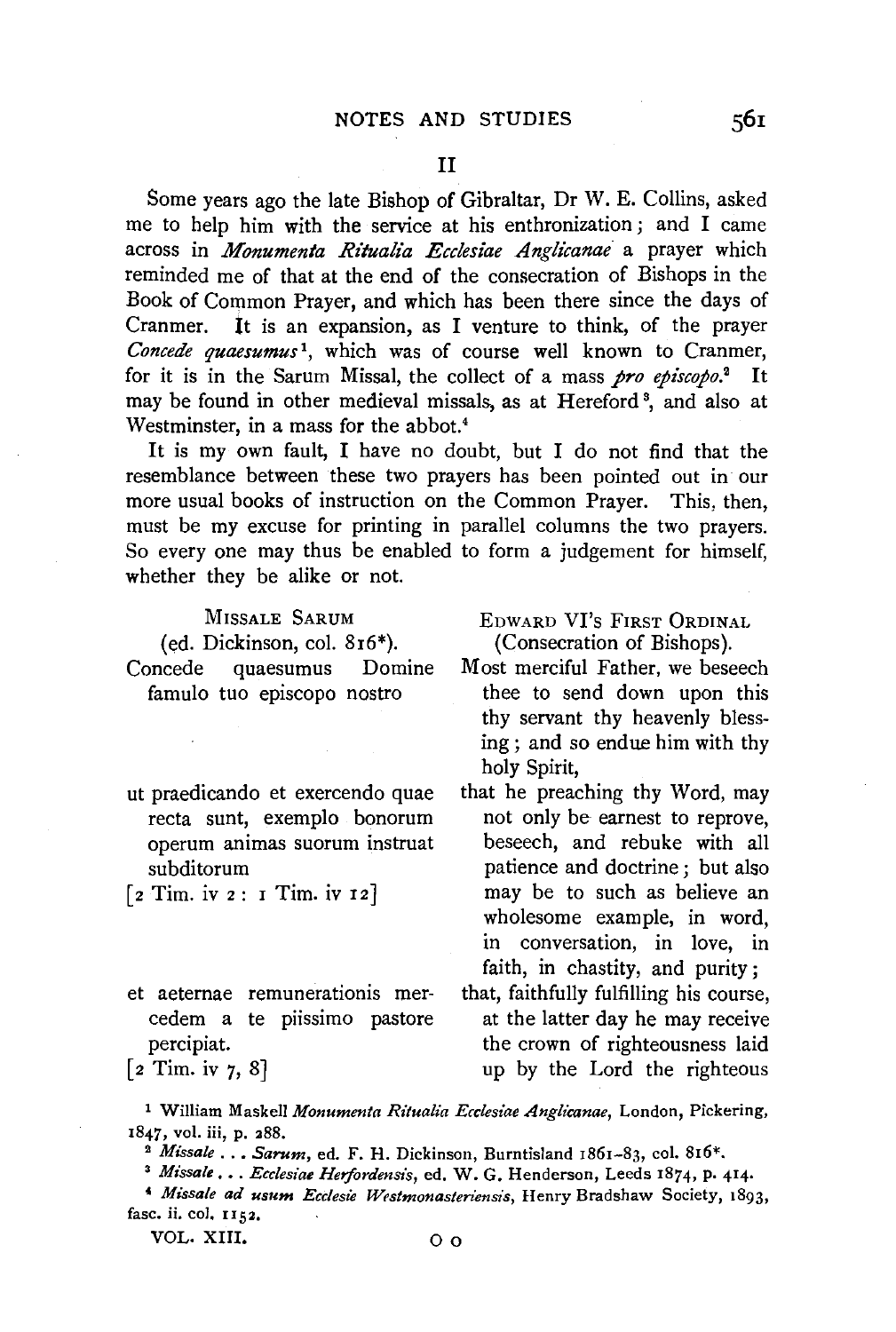## II

Some years ago the late Bishop of Gibraltar, Dr W. E. Collins, asked me to help him with the service at his enthronization; and I came across in *Monumenta Ritualia Ecclesiae Anglicanae* a prayer which reminded me of that at the end of the consecration of Bishops in the Book of Common Prayer, and which has been there since the days of Cranmer. It is an expansion, as I venture to think, of the prayer *Concede quaesumus*[1], which was of course well known to Cranmer, for it is in the Sarum Missal, the collect of a mass *pro episcopo*.[2] It may be found in other medieval missals, as at Hereford[3], and also at Westminster, in a mass for the abbot.[4]

It is my own fault, I have no doubt, but I do not find that the resemblance between these two prayers has been pointed out in our more usual books of instruction on the Common Prayer. This, then, must be my excuse for printing in parallel columns the two prayers. So every one may thus be enabled to form a judgement for himself, whether they be alike or not.

| MISSALE SARUM (ed. Dickinson, col. 816*). | EDWARD VI's FIRST ORDINAL (Consecration of Bishops). |
|---|---|
| Concede quaesumus Domine famulo tuo episcopo nostro | Most merciful Father, we beseech thee to send down upon this thy servant thy heavenly blessing; and so endue him with thy holy Spirit, |
| ut praedicando et exercendo quae recta sunt, exemplo bonorum operum animas suorum instruat subditorum [2 Tim. iv 2 : 1 Tim. iv 12] | that he preaching thy Word, may not only be earnest to reprove, beseech, and rebuke with all patience and doctrine; but also may be to such as believe an wholesome example, in word, in conversation, in love, in faith, in chastity, and purity; |
| et aeternae remunerationis mercedem a te piissimo pastore percipiat. [2 Tim. iv 7, 8] | that, faithfully fulfilling his course, at the latter day he may receive the crown of righteousness laid up by the Lord the righteous |

[1] William Maskell *Monumenta Ritualia Ecclesiae Anglicanae*, London, Pickering, 1847, vol. iii, p. 288.

[2] *Missale . . . Sarum*, ed. F. H. Dickinson, Burntisland 1861–83, col. 816*.

[3] *Missale . . . Ecclesiae Herfordensis*, ed. W. G. Henderson, Leeds 1874, p. 414.

[4] *Missale ad usum Ecclesie Westmonasteriensis*, Henry Bradshaw Society, 1893, fasc. ii. col. 1152.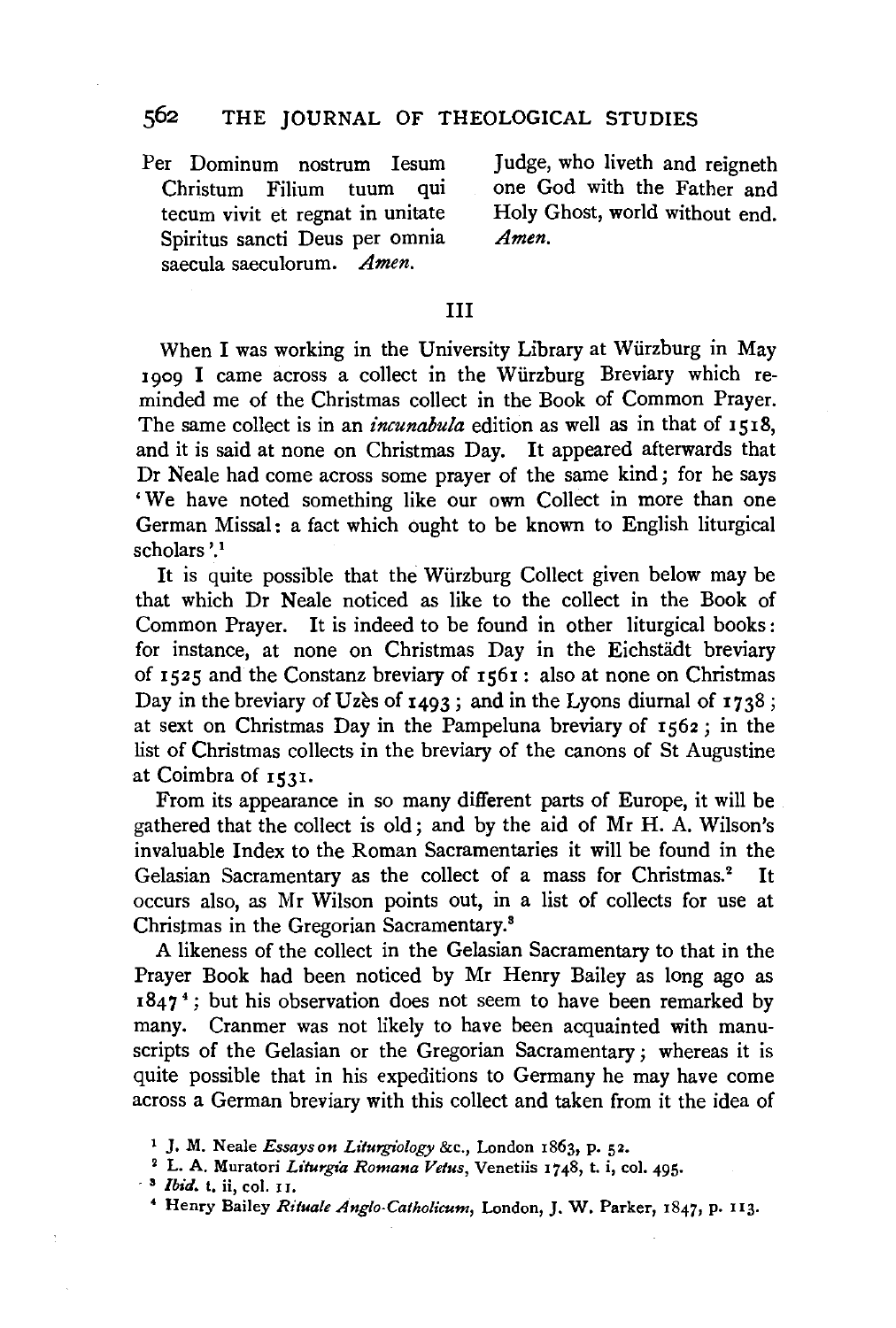| | |
|---|---|
| Per Dominum nostrum Iesum Christum Filium tuum qui tecum vivit et regnat in unitate Spiritus sancti Deus per omnia saecula saeculorum. *Amen.* | Judge, who liveth and reigneth one God with the Father and Holy Ghost, world without end. *Amen.* |

## III

When I was working in the University Library at Würzburg in May 1909 I came across a collect in the Würzburg Breviary which reminded me of the Christmas collect in the Book of Common Prayer. The same collect is in an *incunabula* edition as well as in that of 1518, and it is said at none on Christmas Day. It appeared afterwards that Dr Neale had come across some prayer of the same kind; for he says 'We have noted something like our own Collect in more than one German Missal: a fact which ought to be known to English liturgical scholars'.[1]

It is quite possible that the Würzburg Collect given below may be that which Dr Neale noticed as like to the collect in the Book of Common Prayer. It is indeed to be found in other liturgical books: for instance, at none on Christmas Day in the Eichstädt breviary of 1525 and the Constanz breviary of 1561: also at none on Christmas Day in the breviary of Uzès of 1493; and in the Lyons diurnal of 1738; at sext on Christmas Day in the Pampeluna breviary of 1562; in the list of Christmas collects in the breviary of the canons of St Augustine at Coimbra of 1531.

From its appearance in so many different parts of Europe, it will be gathered that the collect is old; and by the aid of Mr H. A. Wilson's invaluable Index to the Roman Sacramentaries it will be found in the Gelasian Sacramentary as the collect of a mass for Christmas.[2] It occurs also, as Mr Wilson points out, in a list of collects for use at Christmas in the Gregorian Sacramentary.[3]

A likeness of the collect in the Gelasian Sacramentary to that in the Prayer Book had been noticed by Mr Henry Bailey as long ago as 1847[4]; but his observation does not seem to have been remarked by many. Cranmer was not likely to have been acquainted with manuscripts of the Gelasian or the Gregorian Sacramentary; whereas it is quite possible that in his expeditions to Germany he may have come across a German breviary with this collect and taken from it the idea of

[1] J. M. Neale *Essays on Liturgiology* &c., London 1863, p. 52.

[2] L. A. Muratori *Liturgia Romana Vetus*, Venetiis 1748, t. i, col. 495.

[3] *Ibid.* t. ii, col. 11.

[4] Henry Bailey *Rituale Anglo-Catholicum*, London, J. W. Parker, 1847, p. 113.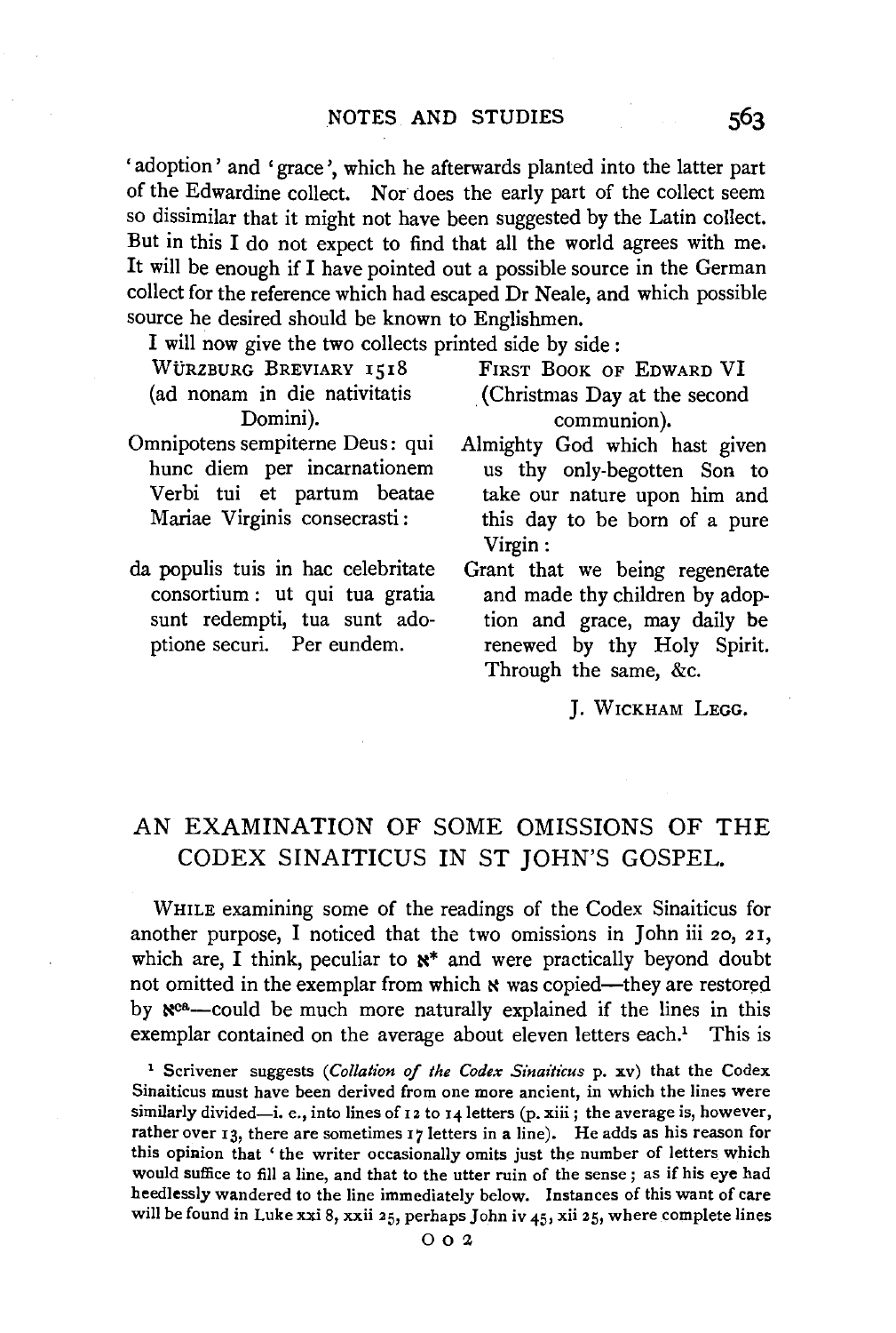'adoption' and 'grace', which he afterwards planted into the latter part of the Edwardine collect. Nor does the early part of the collect seem so dissimilar that it might not have been suggested by the Latin collect. But in this I do not expect to find that all the world agrees with me. It will be enough if I have pointed out a possible source in the German collect for the reference which had escaped Dr Neale, and which possible source he desired should be known to Englishmen.

I will now give the two collects printed side by side:

| WÜRZBURG BREVIARY 1518 (ad nonam in die nativitatis Domini). | FIRST BOOK OF EDWARD VI (Christmas Day at the second communion). |
|---|---|
| Omnipotens sempiterne Deus: qui hunc diem per incarnationem Verbi tui et partum beatae Mariae Virginis consecrasti: | Almighty God which hast given us thy only-begotten Son to take our nature upon him and this day to be born of a pure Virgin: |
| da populis tuis in hac celebritate consortium: ut qui tua gratia sunt redempti, tua sunt adoptione securi. Per eundem. | Grant that we being regenerate and made thy children by adoption and grace, may daily be renewed by thy Holy Spirit. Through the same, &c. |

J. WICKHAM LEGG.

## AN EXAMINATION OF SOME OMISSIONS OF THE CODEX SINAITICUS IN ST JOHN'S GOSPEL.

WHILE examining some of the readings of the Codex Sinaiticus for another purpose, I noticed that the two omissions in John iii 20, 21, which are, I think, peculiar to ℵ* and were practically beyond doubt not omitted in the exemplar from which ℵ was copied—they are restored by ℵ^ca^—could be much more naturally explained if the lines in this exemplar contained on the average about eleven letters each.[1] This is

[1] Scrivener suggests (*Collation of the Codex Sinaiticus* p. xv) that the Codex Sinaiticus must have been derived from one more ancient, in which the lines were similarly divided—i. e., into lines of 12 to 14 letters (p. xiii; the average is, however, rather over 13, there are sometimes 17 letters in a line). He adds as his reason for this opinion that 'the writer occasionally omits just the number of letters which would suffice to fill a line, and that to the utter ruin of the sense; as if his eye had heedlessly wandered to the line immediately below. Instances of this want of care will be found in Luke xxi 8, xxii 25, perhaps John iv 45, xii 25, where complete lines

O O 2